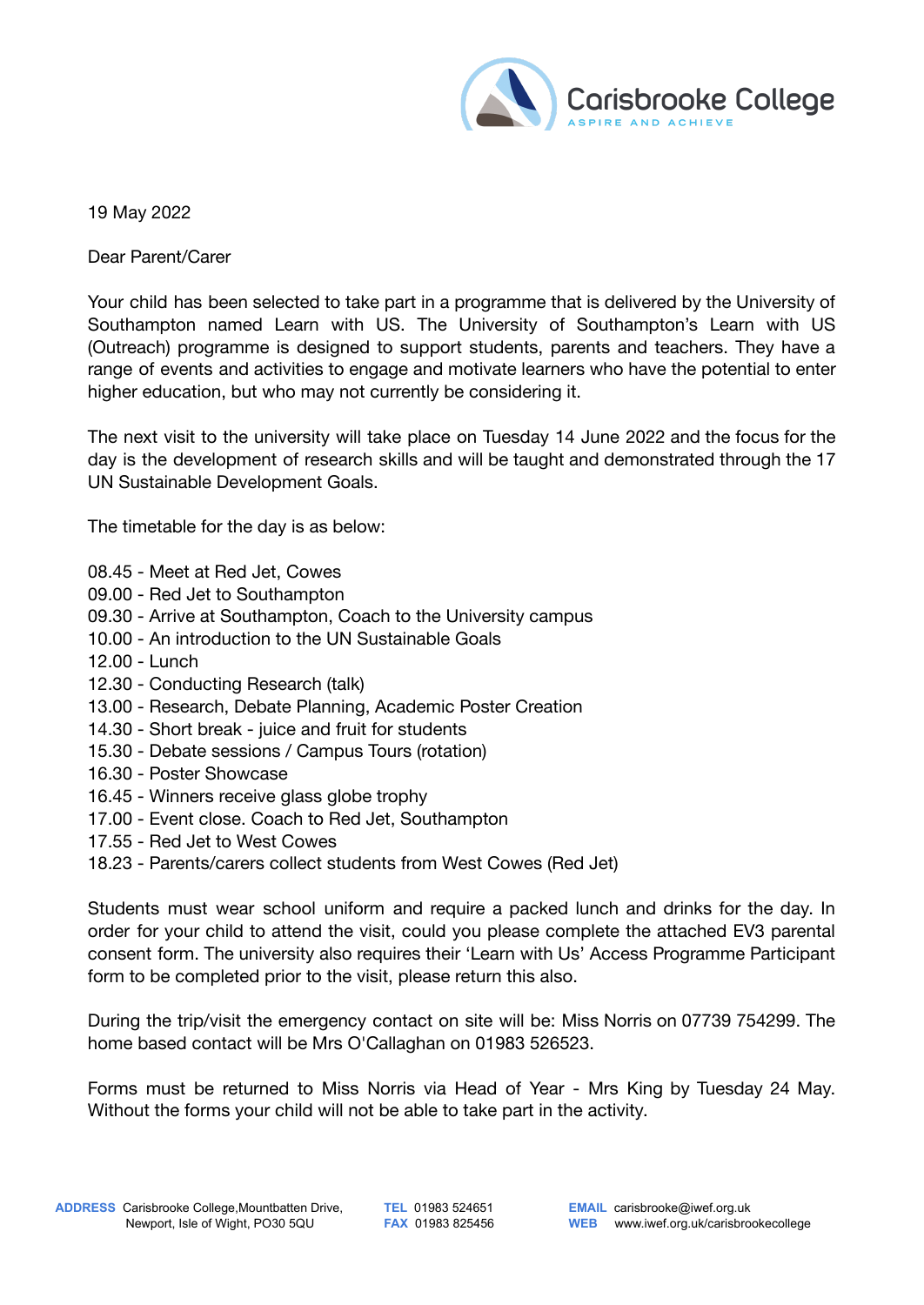Carisbrooke College
ASPIRE AND ACHIEVE

19 May 2022

Dear Parent/Carer

Your child has been selected to take part in a programme that is delivered by the University of Southampton named Learn with US. The University of Southampton's Learn with US (Outreach) programme is designed to support students, parents and teachers. They have a range of events and activities to engage and motivate learners who have the potential to enter higher education, but who may not currently be considering it.

The next visit to the university will take place on Tuesday 14 June 2022 and the focus for the day is the development of research skills and will be taught and demonstrated through the 17 UN Sustainable Development Goals.

The timetable for the day is as below:

08.45 - Meet at Red Jet, Cowes
09.00 - Red Jet to Southampton
09.30 - Arrive at Southampton, Coach to the University campus
10.00 - An introduction to the UN Sustainable Goals
12.00 - Lunch
12.30 - Conducting Research (talk)
13.00 - Research, Debate Planning, Academic Poster Creation
14.30 - Short break - juice and fruit for students
15.30 - Debate sessions / Campus Tours (rotation)
16.30 - Poster Showcase
16.45 - Winners receive glass globe trophy
17.00 - Event close. Coach to Red Jet, Southampton
17.55 - Red Jet to West Cowes
18.23 - Parents/carers collect students from West Cowes (Red Jet)

Students must wear school uniform and require a packed lunch and drinks for the day. In order for your child to attend the visit, could you please complete the attached EV3 parental consent form. The university also requires their 'Learn with Us' Access Programme Participant form to be completed prior to the visit, please return this also.

During the trip/visit the emergency contact on site will be: Miss Norris on 07739 754299. The home based contact will be Mrs O'Callaghan on 01983 526523.

Forms must be returned to Miss Norris via Head of Year - Mrs King by Tuesday 24 May. Without the forms your child will not be able to take part in the activity.

**ADDRESS** Carisbrooke College, Mountbatten Drive, Newport, Isle of Wight, PO30 5QU
**TEL** 01983 524651
**FAX** 01983 825456
**EMAIL** carisbrooke@iwef.org.uk
**WEB** www.iwef.org.uk/carisbrookecollege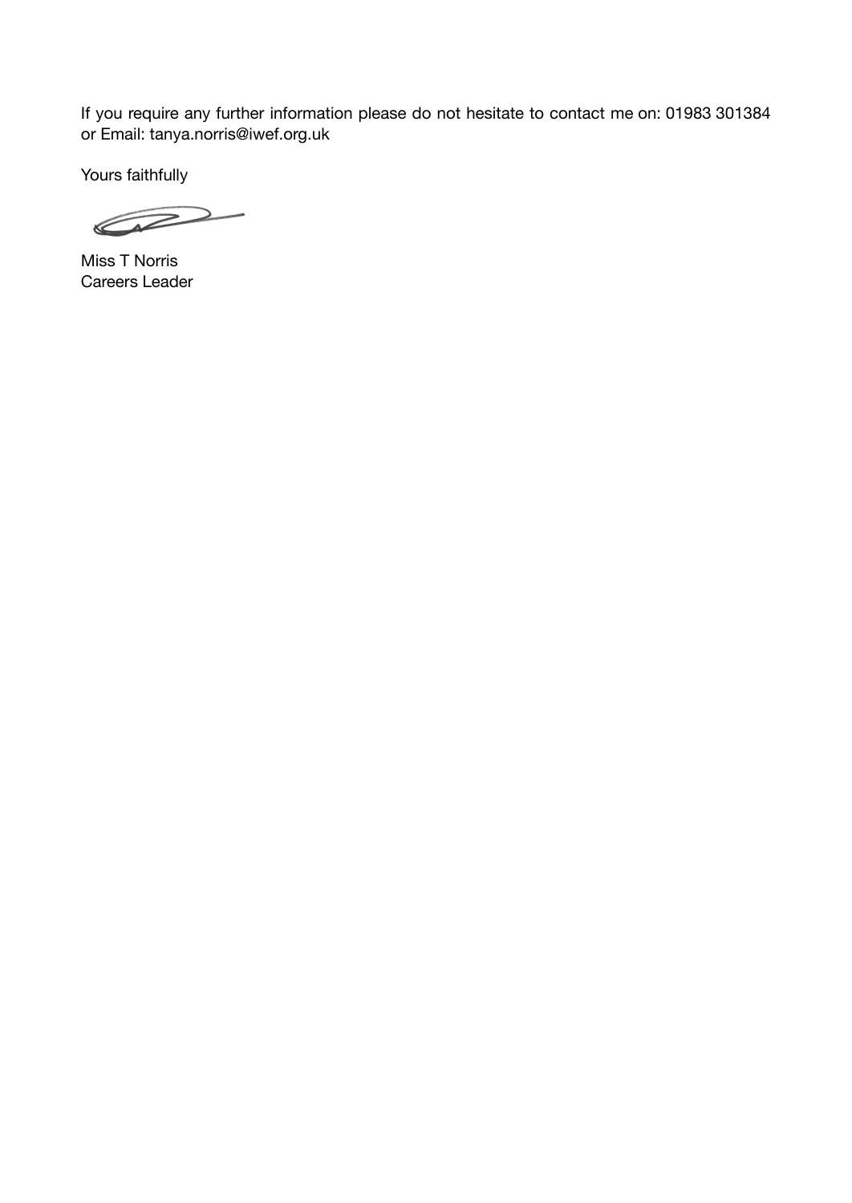If you require any further information please do not hesitate to contact me on: 01983 301384
or Email: tanya.norris@iwef.org.uk

Yours faithfully

Miss T Norris
Careers Leader